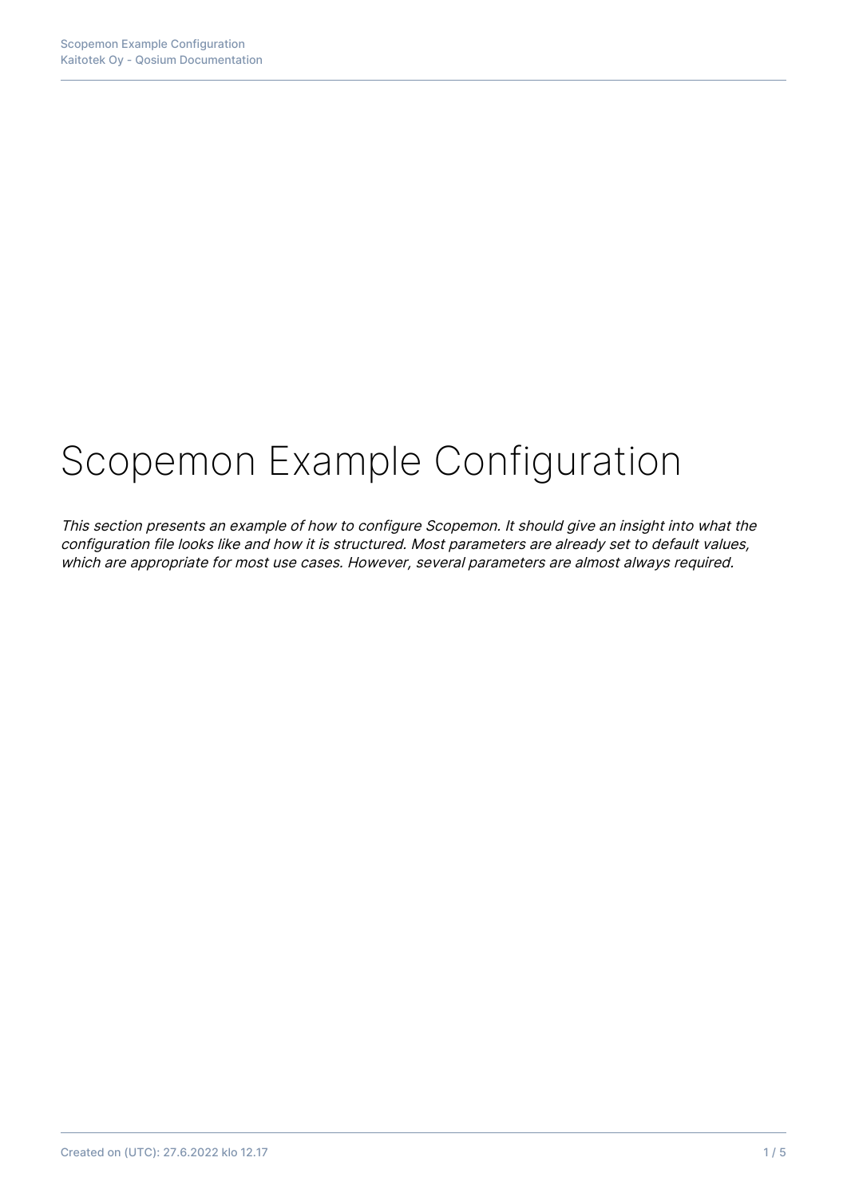# Scopemon Example Configuration

*This section presents an example of how to configure Scopemon. It should give an insight into what the configuration file looks like and how it is structured. Most parameters are already set to default values, which are appropriate for most use cases. However, several parameters are almost always required.*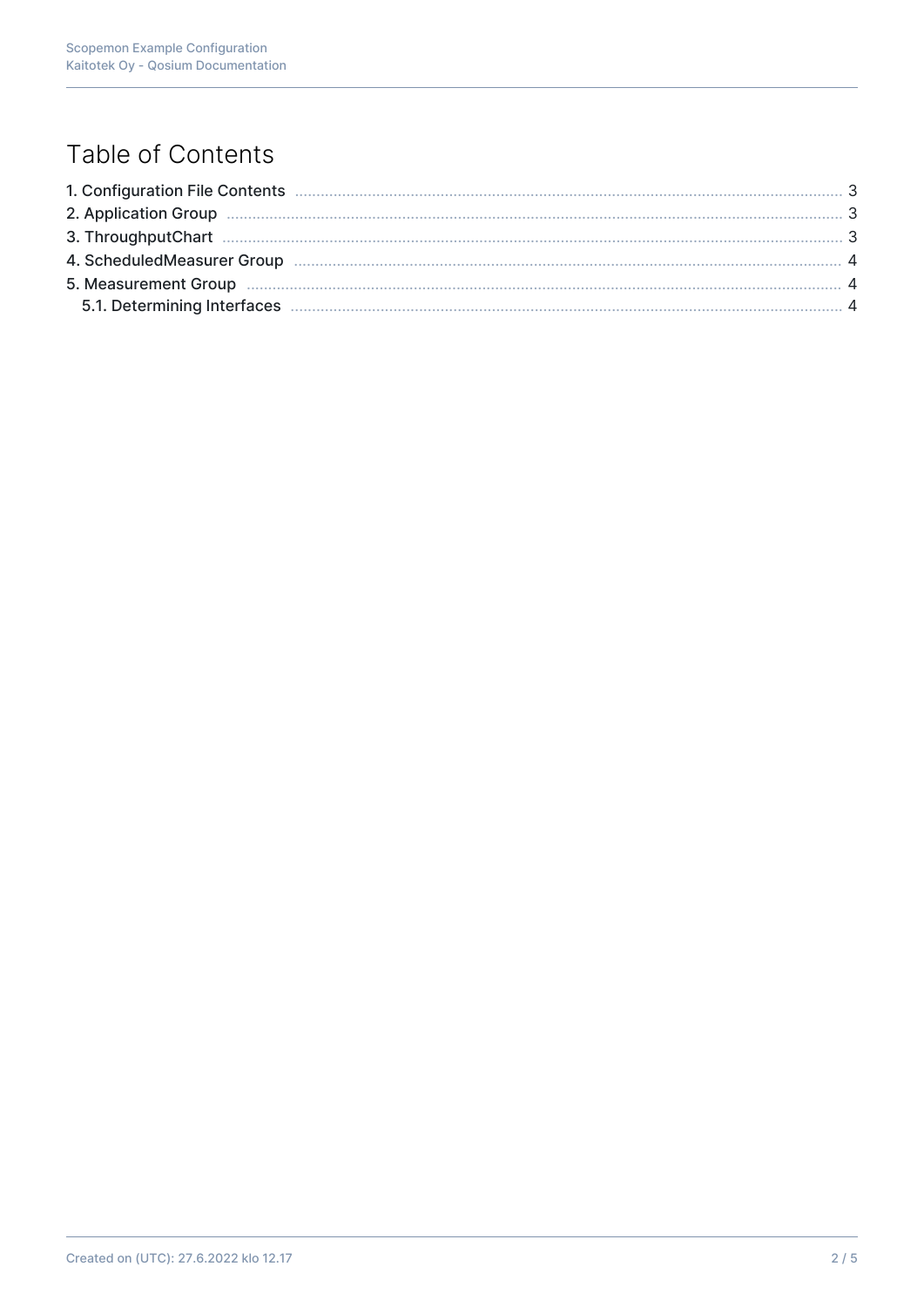# Table of Contents

1. Configuration File Contents ........ 3
2. Application Group ........ 3
3. ThroughputChart ........ 3
4. ScheduledMeasurer Group ........ 4
5. Measurement Group ........ 4
   5.1. Determining Interfaces ........ 4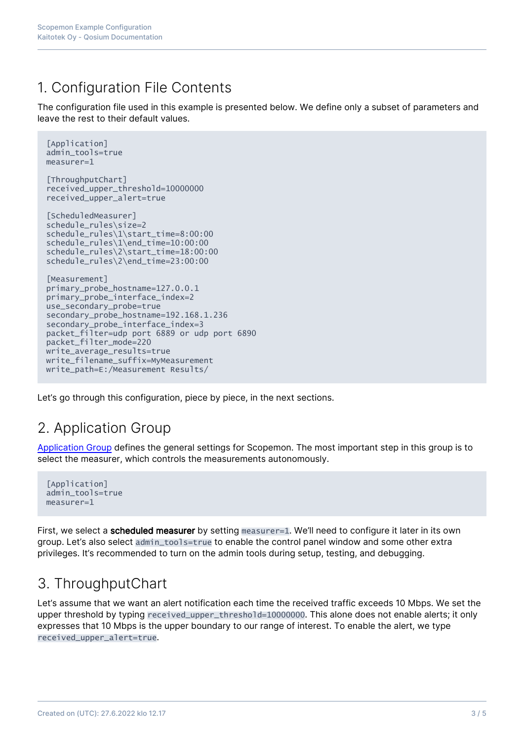# 1. Configuration File Contents

The configuration file used in this example is presented below. We define only a subset of parameters and leave the rest to their default values.

```
[Application]
admin_tools=true
measurer=1

[ThroughputChart]
received_upper_threshold=10000000
received_upper_alert=true

[ScheduledMeasurer]
schedule_rules\size=2
schedule_rules\1\start_time=8:00:00
schedule_rules\1\end_time=10:00:00
schedule_rules\2\start_time=18:00:00
schedule_rules\2\end_time=23:00:00

[Measurement]
primary_probe_hostname=127.0.0.1
primary_probe_interface_index=2
use_secondary_probe=true
secondary_probe_hostname=192.168.1.236
secondary_probe_interface_index=3
packet_filter=udp port 6889 or udp port 6890
packet_filter_mode=220
write_average_results=true
write_filename_suffix=MyMeasurement
write_path=E:/Measurement Results/
```

Let's go through this configuration, piece by piece, in the next sections.

# 2. Application Group

Application Group defines the general settings for Scopemon. The most important step in this group is to select the measurer, which controls the measurements autonomously.

```
[Application]
admin_tools=true
measurer=1
```

First, we select a **scheduled measurer** by setting `measurer=1`. We'll need to configure it later in its own group. Let's also select `admin_tools=true` to enable the control panel window and some other extra privileges. It's recommended to turn on the admin tools during setup, testing, and debugging.

# 3. ThroughputChart

Let's assume that we want an alert notification each time the received traffic exceeds 10 Mbps. We set the upper threshold by typing `received_upper_threshold=10000000`. This alone does not enable alerts; it only expresses that 10 Mbps is the upper boundary to our range of interest. To enable the alert, we type `received_upper_alert=true`.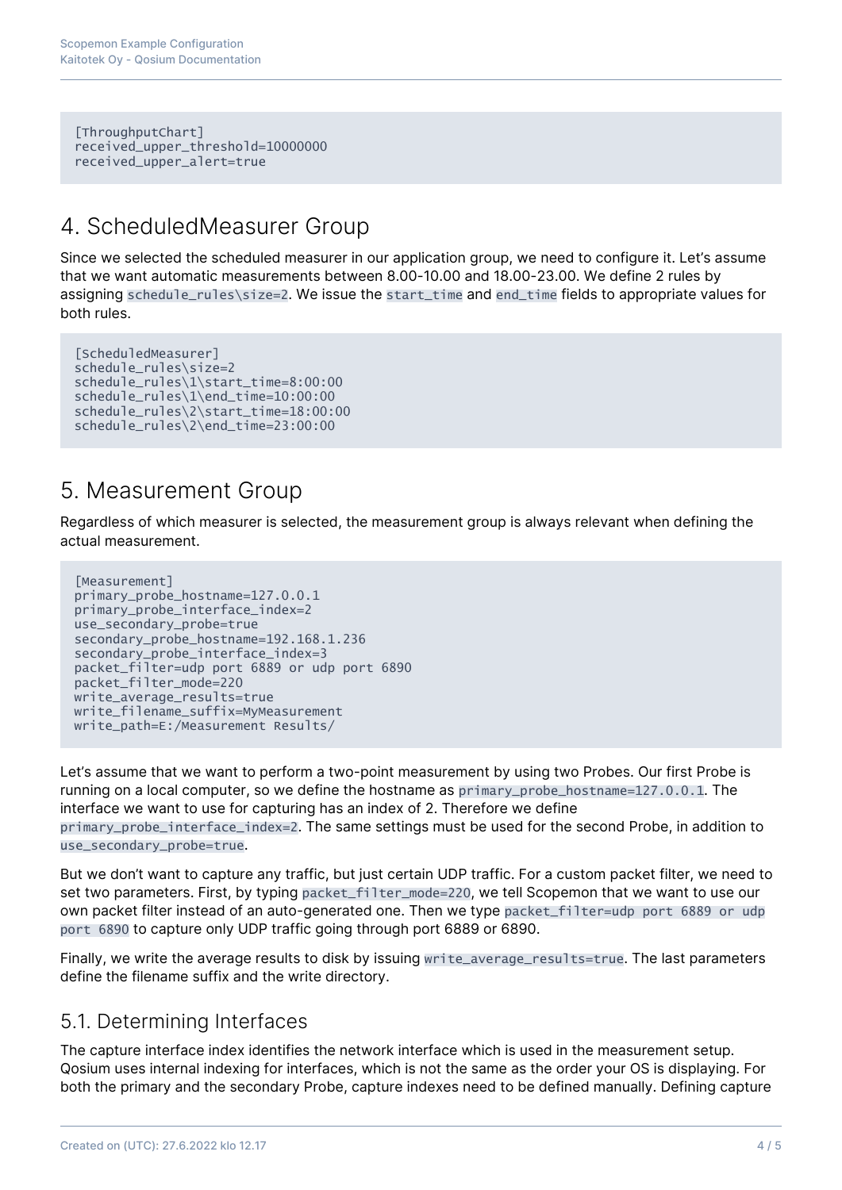```
[ThroughputChart]
received_upper_threshold=10000000
received_upper_alert=true
```

## 4. ScheduledMeasurer Group

Since we selected the scheduled measurer in our application group, we need to configure it. Let's assume that we want automatic measurements between 8.00-10.00 and 18.00-23.00. We define 2 rules by assigning `schedule_rules\size=2`. We issue the `start_time` and `end_time` fields to appropriate values for both rules.

```
[ScheduledMeasurer]
schedule_rules\size=2
schedule_rules\1\start_time=8:00:00
schedule_rules\1\end_time=10:00:00
schedule_rules\2\start_time=18:00:00
schedule_rules\2\end_time=23:00:00
```

## 5. Measurement Group

Regardless of which measurer is selected, the measurement group is always relevant when defining the actual measurement.

```
[Measurement]
primary_probe_hostname=127.0.0.1
primary_probe_interface_index=2
use_secondary_probe=true
secondary_probe_hostname=192.168.1.236
secondary_probe_interface_index=3
packet_filter=udp port 6889 or udp port 6890
packet_filter_mode=220
write_average_results=true
write_filename_suffix=MyMeasurement
write_path=E:/Measurement Results/
```

Let's assume that we want to perform a two-point measurement by using two Probes. Our first Probe is running on a local computer, so we define the hostname as `primary_probe_hostname=127.0.0.1`. The interface we want to use for capturing has an index of 2. Therefore we define `primary_probe_interface_index=2`. The same settings must be used for the second Probe, in addition to `use_secondary_probe=true`.

But we don't want to capture any traffic, but just certain UDP traffic. For a custom packet filter, we need to set two parameters. First, by typing `packet_filter_mode=220`, we tell Scopemon that we want to use our own packet filter instead of an auto-generated one. Then we type `packet_filter=udp port 6889 or udp port 6890` to capture only UDP traffic going through port 6889 or 6890.

Finally, we write the average results to disk by issuing `write_average_results=true`. The last parameters define the filename suffix and the write directory.

### 5.1. Determining Interfaces

The capture interface index identifies the network interface which is used in the measurement setup. Qosium uses internal indexing for interfaces, which is not the same as the order your OS is displaying. For both the primary and the secondary Probe, capture indexes need to be defined manually. Defining capture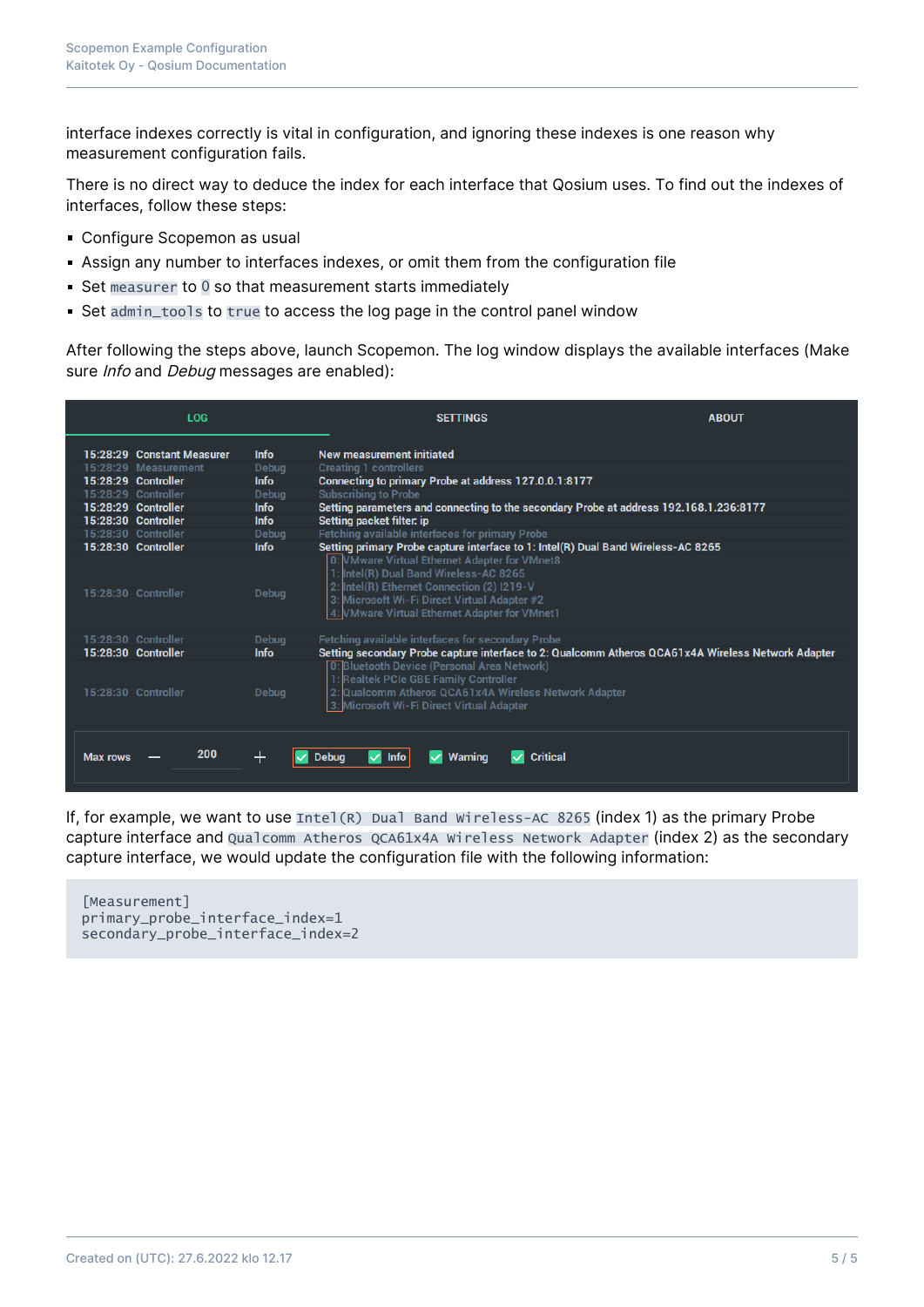interface indexes correctly is vital in configuration, and ignoring these indexes is one reason why measurement configuration fails.

There is no direct way to deduce the index for each interface that Qosium uses. To find out the indexes of interfaces, follow these steps:

- Configure Scopemon as usual
- Assign any number to interfaces indexes, or omit them from the configuration file
- Set `measurer` to `0` so that measurement starts immediately
- Set `admin_tools` to `true` to access the log page in the control panel window

After following the steps above, launch Scopemon. The log window displays the available interfaces (Make sure *Info* and *Debug* messages are enabled):

LOG | SETTINGS | ABOUT

| | | | |
|---|---|---|---|
| 15:28:29 | Constant Measurer | Info | New measurement initiated |
| 15:28:29 | Measurement | Debug | Creating 1 controllers |
| 15:28:29 | Controller | Info | Connecting to primary Probe at address 127.0.0.1:8177 |
| 15:28:29 | Controller | Debug | Subscribing to Probe |
| 15:28:29 | Controller | Info | Setting parameters and connecting to the secondary Probe at address 192.168.1.236:8177 |
| 15:28:30 | Controller | Info | Setting packet filter: ip |
| 15:28:30 | Controller | Debug | Fetching available interfaces for primary Probe |
| 15:28:30 | Controller | Info | Setting primary Probe capture interface to 1: Intel(R) Dual Band Wireless-AC 8265 |
| 15:28:30 | Controller | Debug | 0: VMware Virtual Ethernet Adapter for VMnet8<br>1: Intel(R) Dual Band Wireless-AC 8265<br>2: Intel(R) Ethernet Connection (2) I219-V<br>3: Microsoft Wi-Fi Direct Virtual Adapter #2<br>4: VMware Virtual Ethernet Adapter for VMnet1 |
| 15:28:30 | Controller | Debug | Fetching available interfaces for secondary Probe |
| 15:28:30 | Controller | Info | Setting secondary Probe capture interface to 2: Qualcomm Atheros QCA61x4A Wireless Network Adapter |
| 15:28:30 | Controller | Debug | 0: Bluetooth Device (Personal Area Network)<br>1: Realtek PCIe GBE Family Controller<br>2: Qualcomm Atheros QCA61x4A Wireless Network Adapter<br>3: Microsoft Wi-Fi Direct Virtual Adapter |

Max rows — 200 + | Debug | Info | Warning | Critical

If, for example, we want to use `Intel(R) Dual Band Wireless-AC 8265` (index 1) as the primary Probe capture interface and `Qualcomm Atheros QCA61x4A Wireless Network Adapter` (index 2) as the secondary capture interface, we would update the configuration file with the following information:

```
[Measurement]
primary_probe_interface_index=1
secondary_probe_interface_index=2
```